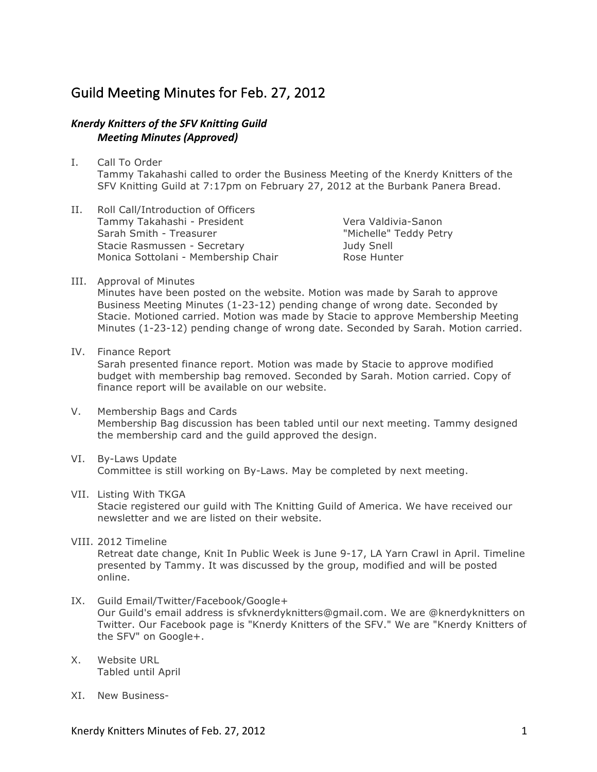# Guild Meeting Minutes for Feb. 27, 2012

***Knerdy Knitters of the SFV Knitting Guild***
***Meeting Minutes (Approved)***

I. Call To Order
Tammy Takahashi called to order the Business Meeting of the Knerdy Knitters of the SFV Knitting Guild at 7:17pm on February 27, 2012 at the Burbank Panera Bread.

II. Roll Call/Introduction of Officers
Tammy Takahashi - President
Sarah Smith - Treasurer
Stacie Rasmussen - Secretary
Monica Sottolani - Membership Chair
Vera Valdivia-Sanon
"Michelle" Teddy Petry
Judy Snell
Rose Hunter

III. Approval of Minutes
Minutes have been posted on the website. Motion was made by Sarah to approve Business Meeting Minutes (1-23-12) pending change of wrong date. Seconded by Stacie. Motioned carried. Motion was made by Stacie to approve Membership Meeting Minutes (1-23-12) pending change of wrong date. Seconded by Sarah. Motion carried.

IV. Finance Report
Sarah presented finance report. Motion was made by Stacie to approve modified budget with membership bag removed. Seconded by Sarah. Motion carried. Copy of finance report will be available on our website.

V. Membership Bags and Cards
Membership Bag discussion has been tabled until our next meeting. Tammy designed the membership card and the guild approved the design.

VI. By-Laws Update
Committee is still working on By-Laws. May be completed by next meeting.

VII. Listing With TKGA
Stacie registered our guild with The Knitting Guild of America. We have received our newsletter and we are listed on their website.

VIII. 2012 Timeline
Retreat date change, Knit In Public Week is June 9-17, LA Yarn Crawl in April. Timeline presented by Tammy. It was discussed by the group, modified and will be posted online.

IX. Guild Email/Twitter/Facebook/Google+
Our Guild's email address is sfvknerdyknitters@gmail.com. We are @knerdyknitters on Twitter. Our Facebook page is "Knerdy Knitters of the SFV." We are "Knerdy Knitters of the SFV" on Google+.

X. Website URL
Tabled until April

XI. New Business-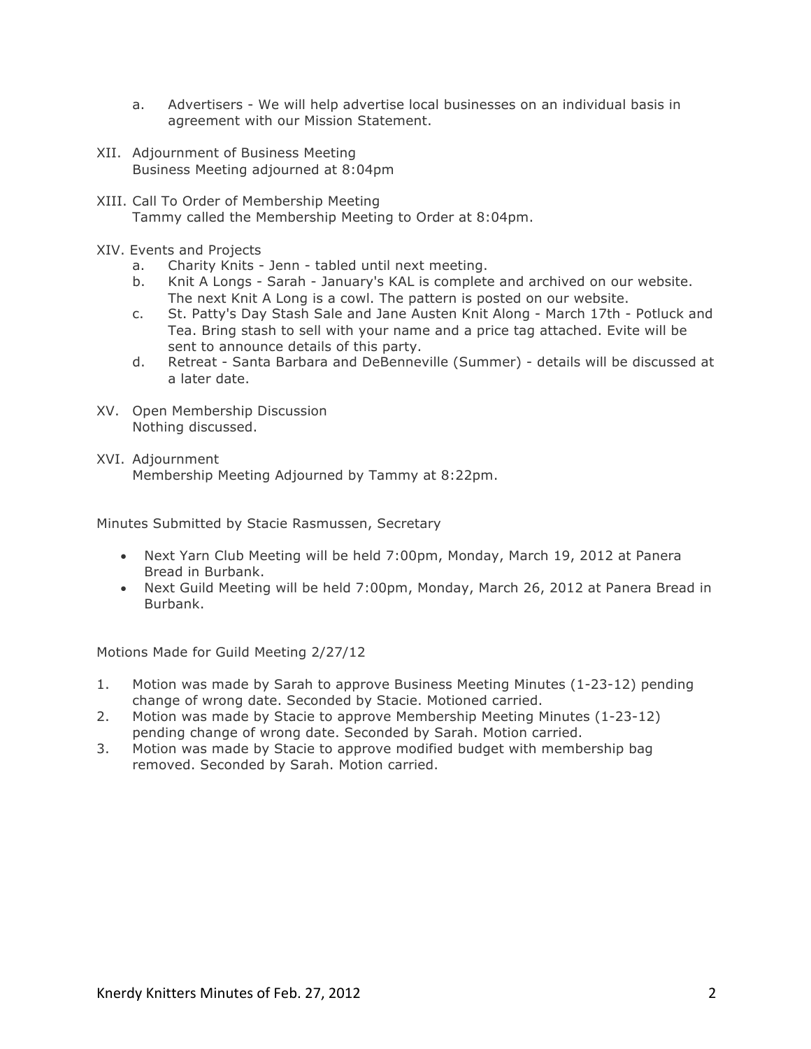a. Advertisers - We will help advertise local businesses on an individual basis in agreement with our Mission Statement.

XII. Adjournment of Business Meeting
Business Meeting adjourned at 8:04pm

XIII. Call To Order of Membership Meeting
Tammy called the Membership Meeting to Order at 8:04pm.

XIV. Events and Projects
   a. Charity Knits - Jenn - tabled until next meeting.
   b. Knit A Longs - Sarah - January's KAL is complete and archived on our website. The next Knit A Long is a cowl. The pattern is posted on our website.
   c. St. Patty's Day Stash Sale and Jane Austen Knit Along - March 17th - Potluck and Tea. Bring stash to sell with your name and a price tag attached. Evite will be sent to announce details of this party.
   d. Retreat - Santa Barbara and DeBenneville (Summer) - details will be discussed at a later date.

XV. Open Membership Discussion
Nothing discussed.

XVI. Adjournment
Membership Meeting Adjourned by Tammy at 8:22pm.

Minutes Submitted by Stacie Rasmussen, Secretary

- Next Yarn Club Meeting will be held 7:00pm, Monday, March 19, 2012 at Panera Bread in Burbank.
- Next Guild Meeting will be held 7:00pm, Monday, March 26, 2012 at Panera Bread in Burbank.

Motions Made for Guild Meeting 2/27/12

1. Motion was made by Sarah to approve Business Meeting Minutes (1-23-12) pending change of wrong date. Seconded by Stacie. Motioned carried.
2. Motion was made by Stacie to approve Membership Meeting Minutes (1-23-12) pending change of wrong date. Seconded by Sarah. Motion carried.
3. Motion was made by Stacie to approve modified budget with membership bag removed. Seconded by Sarah. Motion carried.